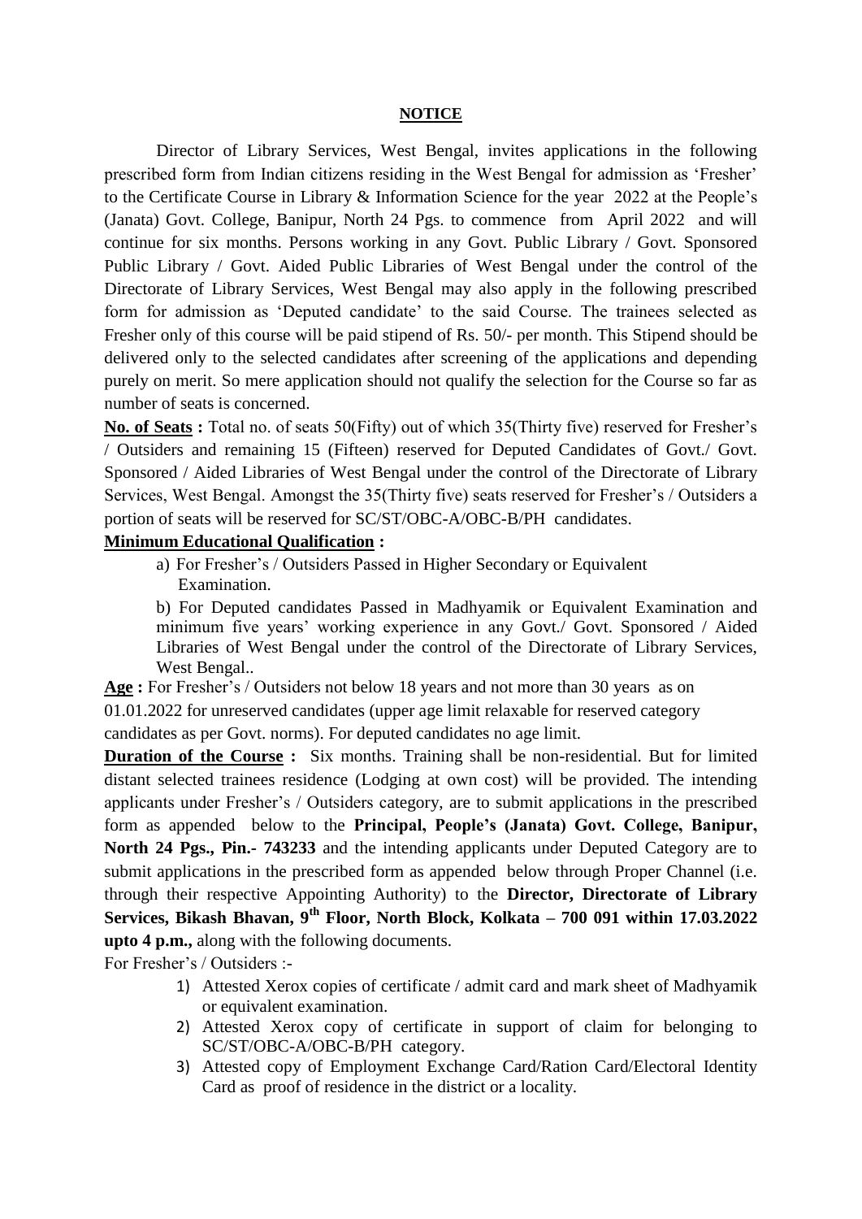# NOTICE

Director of Library Services, West Bengal, invites applications in the following prescribed form from Indian citizens residing in the West Bengal for admission as 'Fresher' to the Certificate Course in Library & Information Science for the year 2022 at the People's (Janata) Govt. College, Banipur, North 24 Pgs. to commence from April 2022 and will continue for six months. Persons working in any Govt. Public Library / Govt. Sponsored Public Library / Govt. Aided Public Libraries of West Bengal under the control of the Directorate of Library Services, West Bengal may also apply in the following prescribed form for admission as 'Deputed candidate' to the said Course. The trainees selected as Fresher only of this course will be paid stipend of Rs. 50/- per month. This Stipend should be delivered only to the selected candidates after screening of the applications and depending purely on merit. So mere application should not qualify the selection for the Course so far as number of seats is concerned.

**No. of Seats :** Total no. of seats 50(Fifty) out of which 35(Thirty five) reserved for Fresher's / Outsiders and remaining 15 (Fifteen) reserved for Deputed Candidates of Govt./ Govt. Sponsored / Aided Libraries of West Bengal under the control of the Directorate of Library Services, West Bengal. Amongst the 35(Thirty five) seats reserved for Fresher's / Outsiders a portion of seats will be reserved for SC/ST/OBC-A/OBC-B/PH candidates.

**Minimum Educational Qualification :**

a) For Fresher's / Outsiders Passed in Higher Secondary or Equivalent Examination.

b) For Deputed candidates Passed in Madhyamik or Equivalent Examination and minimum five years' working experience in any Govt./ Govt. Sponsored / Aided Libraries of West Bengal under the control of the Directorate of Library Services, West Bengal..

**Age :** For Fresher's / Outsiders not below 18 years and not more than 30 years as on 01.01.2022 for unreserved candidates (upper age limit relaxable for reserved category candidates as per Govt. norms). For deputed candidates no age limit.

**Duration of the Course :** Six months. Training shall be non-residential. But for limited distant selected trainees residence (Lodging at own cost) will be provided. The intending applicants under Fresher's / Outsiders category, are to submit applications in the prescribed form as appended below to the **Principal, People's (Janata) Govt. College, Banipur, North 24 Pgs., Pin.- 743233** and the intending applicants under Deputed Category are to submit applications in the prescribed form as appended below through Proper Channel (i.e. through their respective Appointing Authority) to the **Director, Directorate of Library Services, Bikash Bhavan, 9th Floor, North Block, Kolkata – 700 091 within 17.03.2022 upto 4 p.m.,** along with the following documents.

For Fresher's / Outsiders :-

1) Attested Xerox copies of certificate / admit card and mark sheet of Madhyamik or equivalent examination.
2) Attested Xerox copy of certificate in support of claim for belonging to SC/ST/OBC-A/OBC-B/PH category.
3) Attested copy of Employment Exchange Card/Ration Card/Electoral Identity Card as proof of residence in the district or a locality.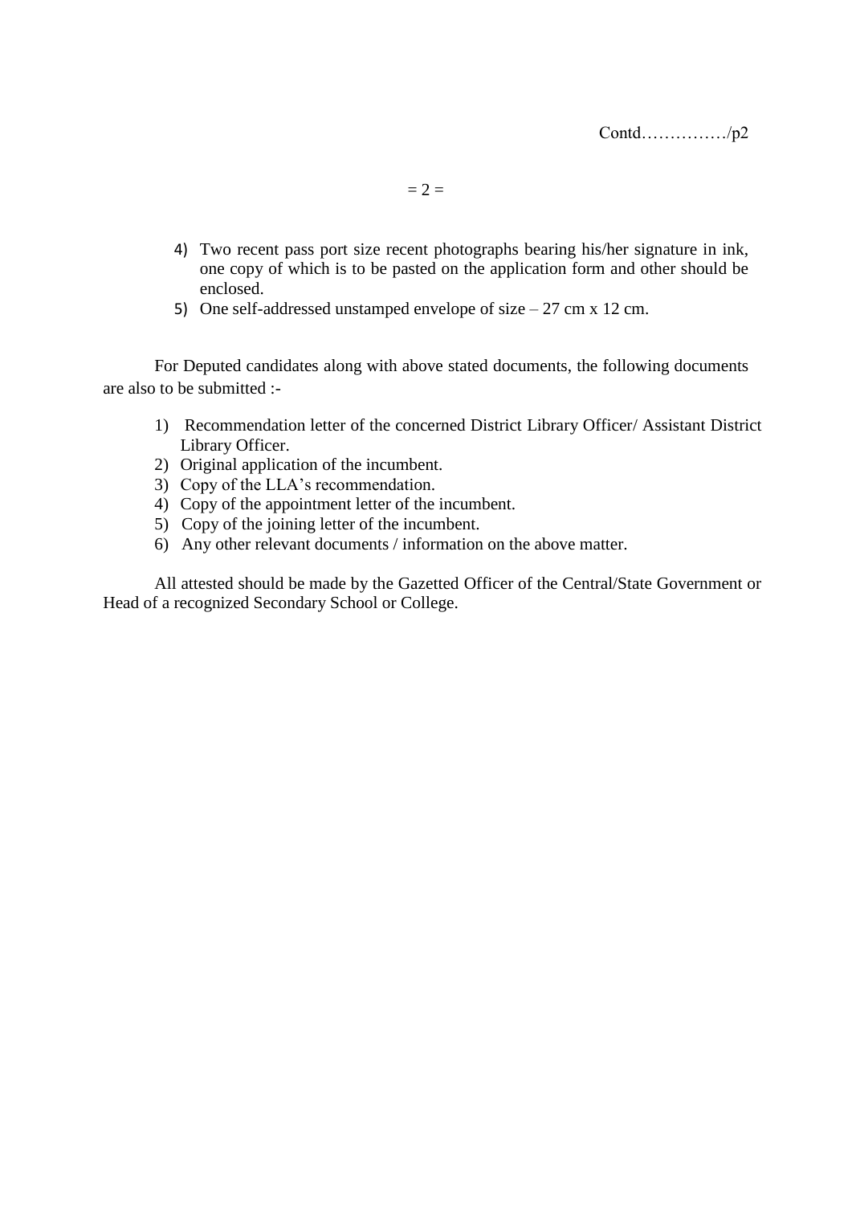Contd……………/p2

= 2 =

4) Two recent pass port size recent photographs bearing his/her signature in ink, one copy of which is to be pasted on the application form and other should be enclosed.
5) One self-addressed unstamped envelope of size – 27 cm x 12 cm.

For Deputed candidates along with above stated documents, the following documents are also to be submitted :-

1) Recommendation letter of the concerned District Library Officer/ Assistant District Library Officer.
2) Original application of the incumbent.
3) Copy of the LLA's recommendation.
4) Copy of the appointment letter of the incumbent.
5) Copy of the joining letter of the incumbent.
6) Any other relevant documents / information on the above matter.

All attested should be made by the Gazetted Officer of the Central/State Government or Head of a recognized Secondary School or College.